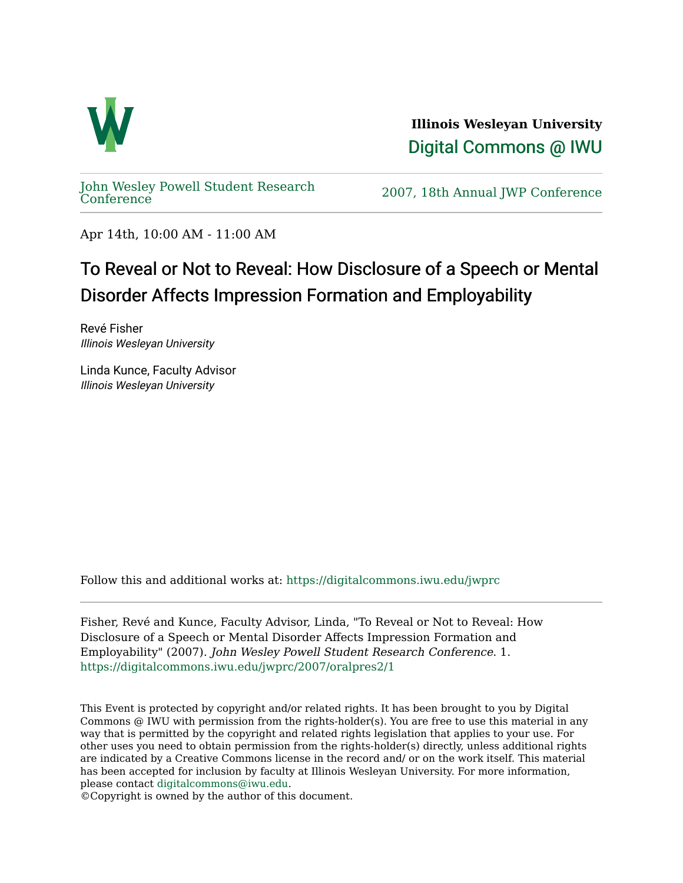**Illinois Wesleyan University**

Digital Commons @ IWU

John Wesley Powell Student Research Conference

2007, 18th Annual JWP Conference

Apr 14th, 10:00 AM - 11:00 AM

# To Reveal or Not to Reveal: How Disclosure of a Speech or Mental Disorder Affects Impression Formation and Employability

Revé Fisher
*Illinois Wesleyan University*

Linda Kunce, Faculty Advisor
*Illinois Wesleyan University*

Follow this and additional works at: https://digitalcommons.iwu.edu/jwprc

Fisher, Revé and Kunce, Faculty Advisor, Linda, "To Reveal or Not to Reveal: How Disclosure of a Speech or Mental Disorder Affects Impression Formation and Employability" (2007). *John Wesley Powell Student Research Conference*. 1.
https://digitalcommons.iwu.edu/jwprc/2007/oralpres2/1

This Event is protected by copyright and/or related rights. It has been brought to you by Digital Commons @ IWU with permission from the rights-holder(s). You are free to use this material in any way that is permitted by the copyright and related rights legislation that applies to your use. For other uses you need to obtain permission from the rights-holder(s) directly, unless additional rights are indicated by a Creative Commons license in the record and/ or on the work itself. This material has been accepted for inclusion by faculty at Illinois Wesleyan University. For more information, please contact digitalcommons@iwu.edu.
©Copyright is owned by the author of this document.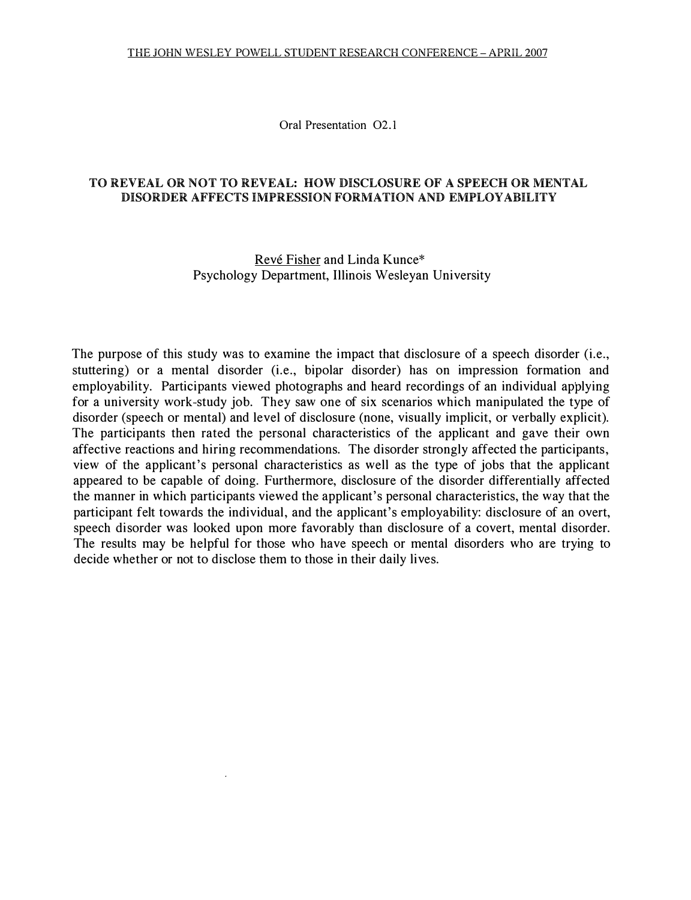Oral Presentation O2.1

## TO REVEAL OR NOT TO REVEAL: HOW DISCLOSURE OF A SPEECH OR MENTAL DISORDER AFFECTS IMPRESSION FORMATION AND EMPLOYABILITY

Revé Fisher and Linda Kunce*
Psychology Department, Illinois Wesleyan University

The purpose of this study was to examine the impact that disclosure of a speech disorder (i.e., stuttering) or a mental disorder (i.e., bipolar disorder) has on impression formation and employability. Participants viewed photographs and heard recordings of an individual applying for a university work-study job. They saw one of six scenarios which manipulated the type of disorder (speech or mental) and level of disclosure (none, visually implicit, or verbally explicit). The participants then rated the personal characteristics of the applicant and gave their own affective reactions and hiring recommendations. The disorder strongly affected the participants, view of the applicant's personal characteristics as well as the type of jobs that the applicant appeared to be capable of doing. Furthermore, disclosure of the disorder differentially affected the manner in which participants viewed the applicant's personal characteristics, the way that the participant felt towards the individual, and the applicant's employability: disclosure of an overt, speech disorder was looked upon more favorably than disclosure of a covert, mental disorder. The results may be helpful for those who have speech or mental disorders who are trying to decide whether or not to disclose them to those in their daily lives.